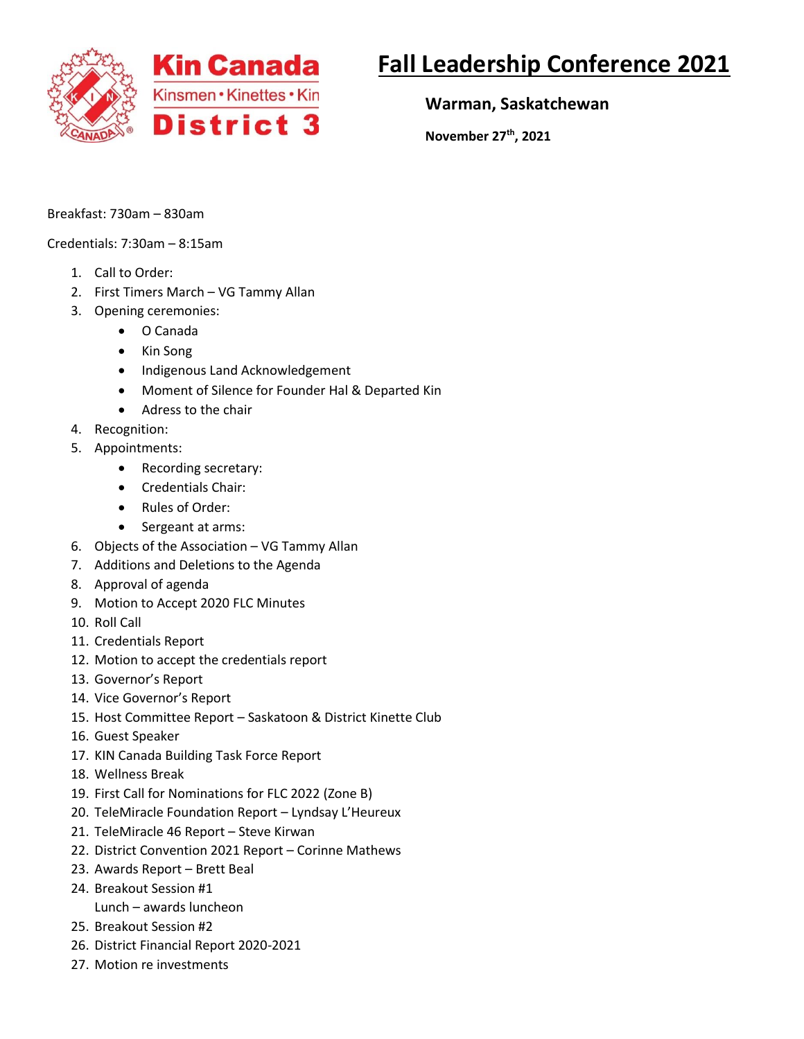Kin Canada

Kinsmen • Kinettes • Kin

District 3

# Fall Leadership Conference 2021

**Warman, Saskatchewan**

**November 27th, 2021**

Breakfast: 730am – 830am

Credentials: 7:30am – 8:15am

1. Call to Order:
2. First Timers March – VG Tammy Allan
3. Opening ceremonies:
   - O Canada
   - Kin Song
   - Indigenous Land Acknowledgement
   - Moment of Silence for Founder Hal & Departed Kin
   - Adress to the chair
4. Recognition:
5. Appointments:
   - Recording secretary:
   - Credentials Chair:
   - Rules of Order:
   - Sergeant at arms:
6. Objects of the Association – VG Tammy Allan
7. Additions and Deletions to the Agenda
8. Approval of agenda
9. Motion to Accept 2020 FLC Minutes
10. Roll Call
11. Credentials Report
12. Motion to accept the credentials report
13. Governor's Report
14. Vice Governor's Report
15. Host Committee Report – Saskatoon & District Kinette Club
16. Guest Speaker
17. KIN Canada Building Task Force Report
18. Wellness Break
19. First Call for Nominations for FLC 2022 (Zone B)
20. TeleMiracle Foundation Report – Lyndsay L'Heureux
21. TeleMiracle 46 Report – Steve Kirwan
22. District Convention 2021 Report – Corinne Mathews
23. Awards Report – Brett Beal
24. Breakout Session #1

    Lunch – awards luncheon
25. Breakout Session #2
26. District Financial Report 2020-2021
27. Motion re investments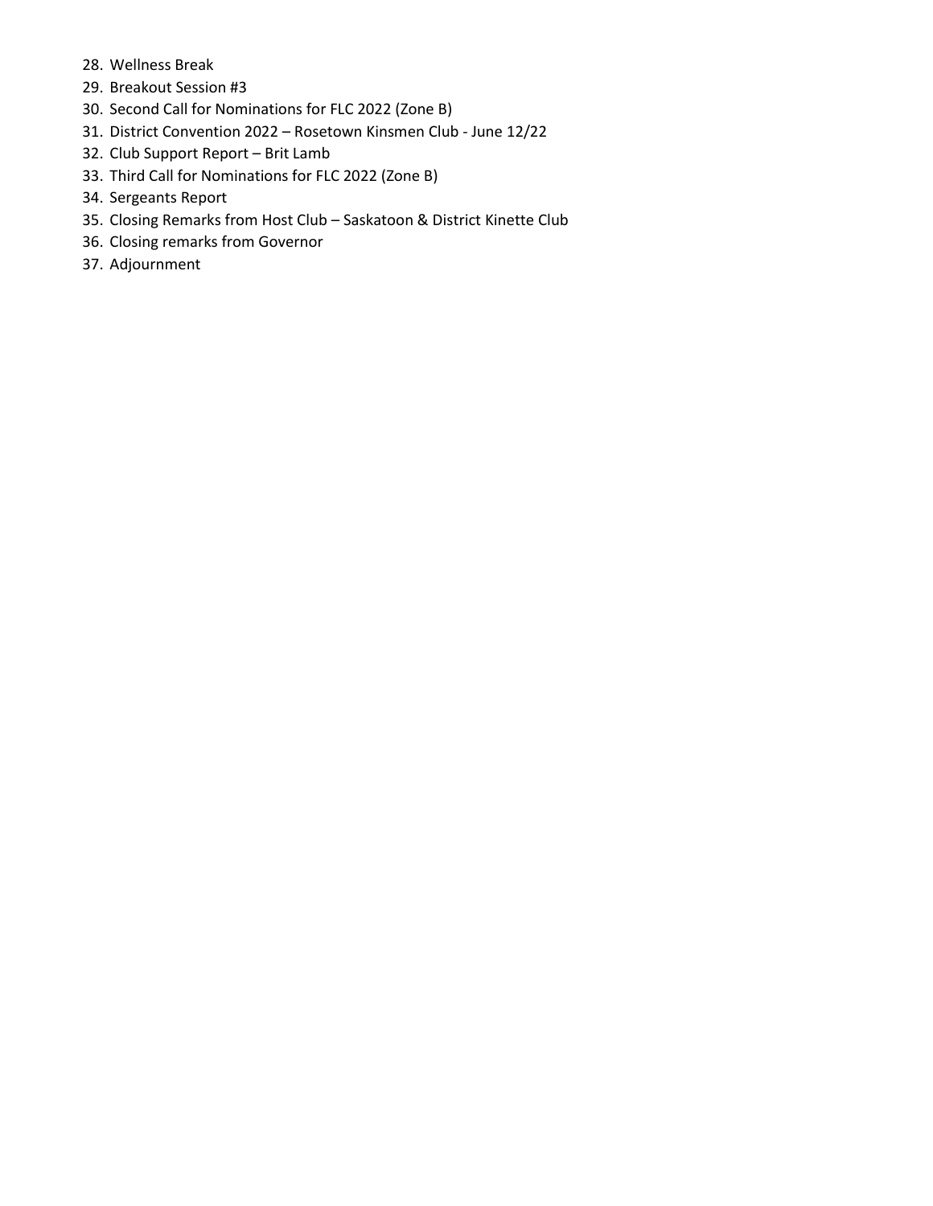28. Wellness Break
29. Breakout Session #3
30. Second Call for Nominations for FLC 2022 (Zone B)
31. District Convention 2022 – Rosetown Kinsmen Club - June 12/22
32. Club Support Report – Brit Lamb
33. Third Call for Nominations for FLC 2022 (Zone B)
34. Sergeants Report
35. Closing Remarks from Host Club – Saskatoon & District Kinette Club
36. Closing remarks from Governor
37. Adjournment